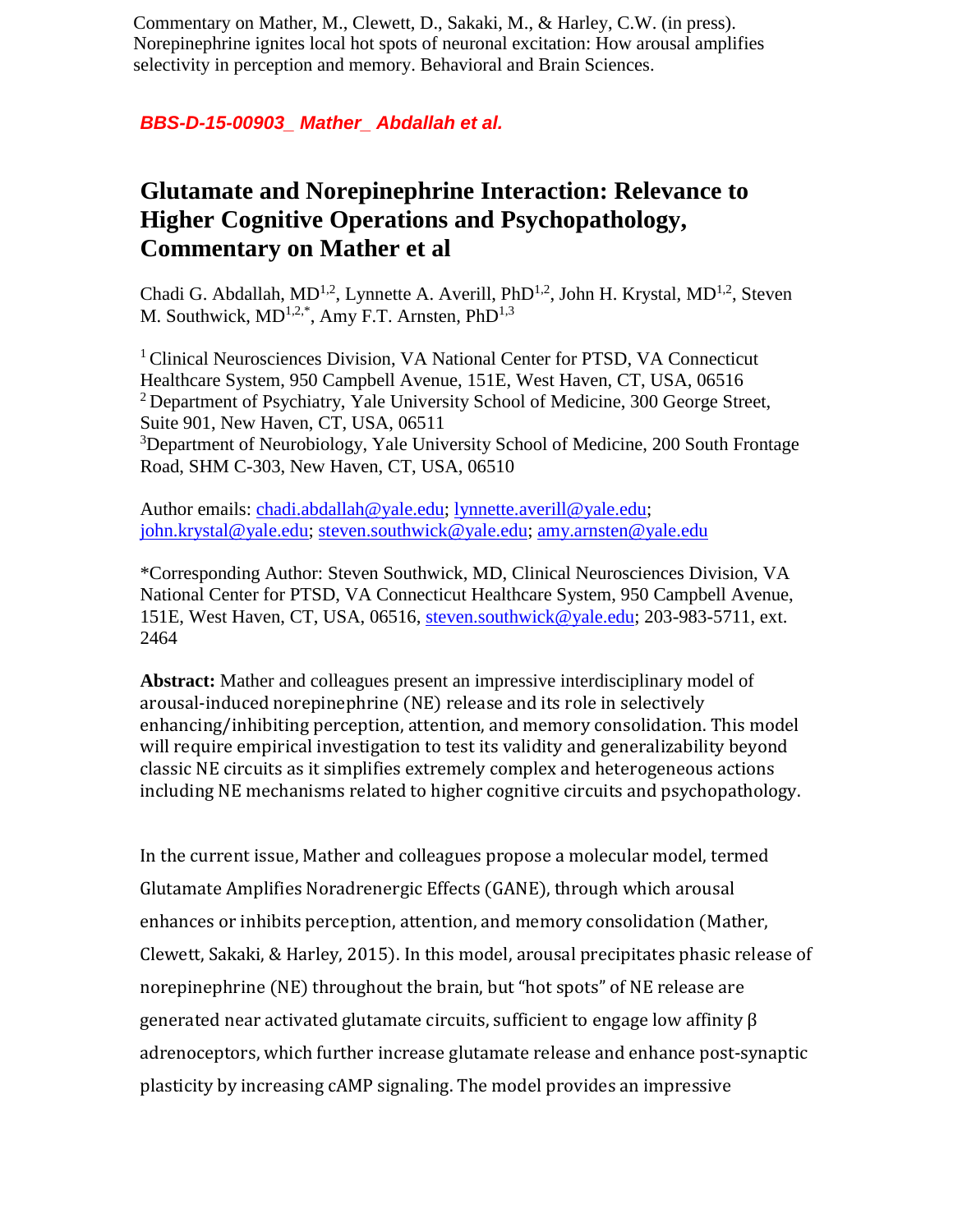Commentary on Mather, M., Clewett, D., Sakaki, M., & Harley, C.W. (in press). Norepinephrine ignites local hot spots of neuronal excitation: How arousal amplifies selectivity in perception and memory. Behavioral and Brain Sciences.

***BBS-D-15-00903_ Mather_ Abdallah et al.***

# Glutamate and Norepinephrine Interaction: Relevance to Higher Cognitive Operations and Psychopathology, Commentary on Mather et al

Chadi G. Abdallah, MD[1,2], Lynnette A. Averill, PhD[1,2], John H. Krystal, MD[1,2], Steven M. Southwick, MD[1,2,*], Amy F.T. Arnsten, PhD[1,3]

[1] Clinical Neurosciences Division, VA National Center for PTSD, VA Connecticut Healthcare System, 950 Campbell Avenue, 151E, West Haven, CT, USA, 06516
[2] Department of Psychiatry, Yale University School of Medicine, 300 George Street, Suite 901, New Haven, CT, USA, 06511
[3] Department of Neurobiology, Yale University School of Medicine, 200 South Frontage Road, SHM C-303, New Haven, CT, USA, 06510

Author emails: chadi.abdallah@yale.edu; lynnette.averill@yale.edu; john.krystal@yale.edu; steven.southwick@yale.edu; amy.arnsten@yale.edu

*Corresponding Author: Steven Southwick, MD, Clinical Neurosciences Division, VA National Center for PTSD, VA Connecticut Healthcare System, 950 Campbell Avenue, 151E, West Haven, CT, USA, 06516, steven.southwick@yale.edu; 203-983-5711, ext. 2464

**Abstract:** Mather and colleagues present an impressive interdisciplinary model of arousal-induced norepinephrine (NE) release and its role in selectively enhancing/inhibiting perception, attention, and memory consolidation. This model will require empirical investigation to test its validity and generalizability beyond classic NE circuits as it simplifies extremely complex and heterogeneous actions including NE mechanisms related to higher cognitive circuits and psychopathology.

In the current issue, Mather and colleagues propose a molecular model, termed Glutamate Amplifies Noradrenergic Effects (GANE), through which arousal enhances or inhibits perception, attention, and memory consolidation (Mather, Clewett, Sakaki, & Harley, 2015). In this model, arousal precipitates phasic release of norepinephrine (NE) throughout the brain, but "hot spots" of NE release are generated near activated glutamate circuits, sufficient to engage low affinity β adrenoceptors, which further increase glutamate release and enhance post-synaptic plasticity by increasing cAMP signaling. The model provides an impressive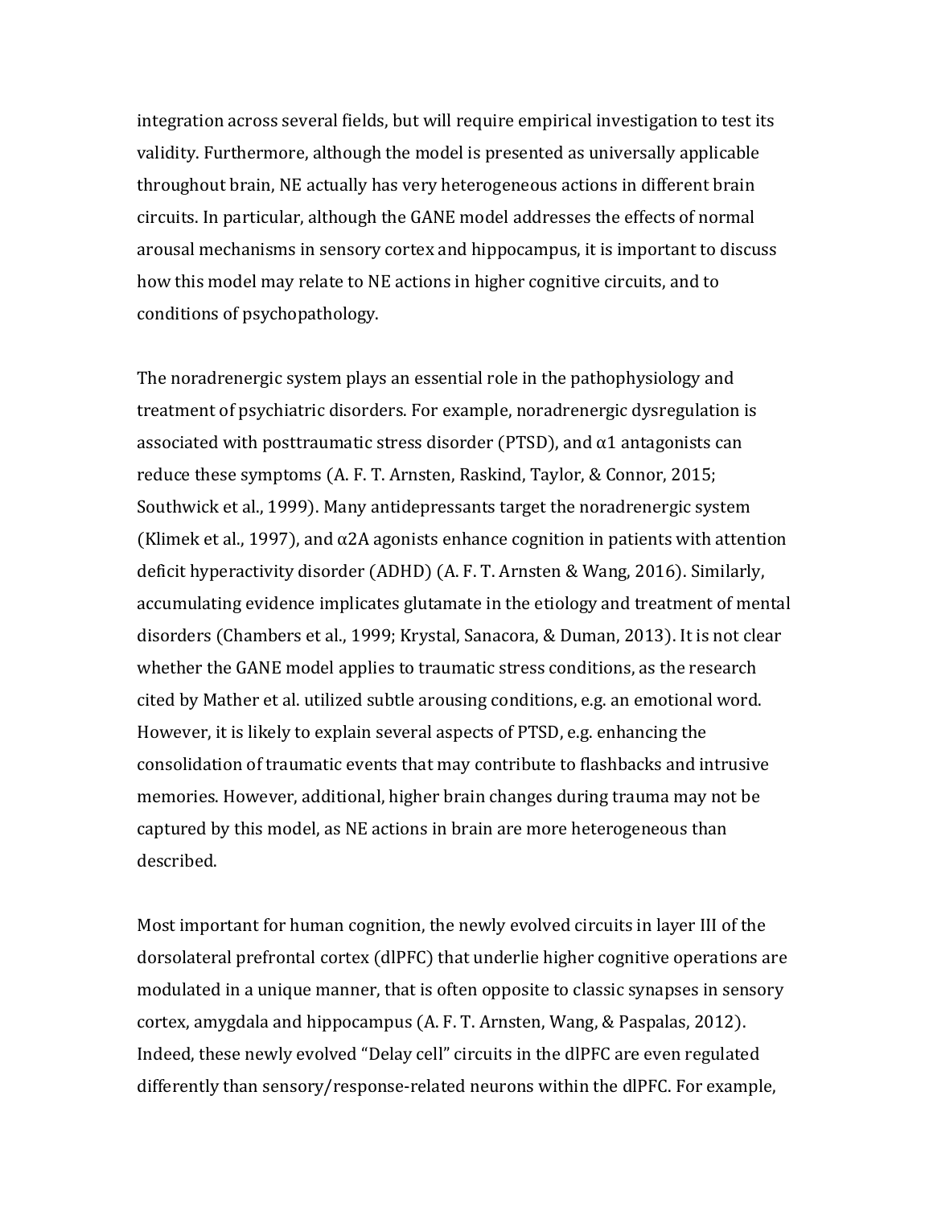integration across several fields, but will require empirical investigation to test its validity. Furthermore, although the model is presented as universally applicable throughout brain, NE actually has very heterogeneous actions in different brain circuits. In particular, although the GANE model addresses the effects of normal arousal mechanisms in sensory cortex and hippocampus, it is important to discuss how this model may relate to NE actions in higher cognitive circuits, and to conditions of psychopathology.

The noradrenergic system plays an essential role in the pathophysiology and treatment of psychiatric disorders. For example, noradrenergic dysregulation is associated with posttraumatic stress disorder (PTSD), and α1 antagonists can reduce these symptoms (A. F. T. Arnsten, Raskind, Taylor, & Connor, 2015; Southwick et al., 1999). Many antidepressants target the noradrenergic system (Klimek et al., 1997), and α2A agonists enhance cognition in patients with attention deficit hyperactivity disorder (ADHD) (A. F. T. Arnsten & Wang, 2016). Similarly, accumulating evidence implicates glutamate in the etiology and treatment of mental disorders (Chambers et al., 1999; Krystal, Sanacora, & Duman, 2013). It is not clear whether the GANE model applies to traumatic stress conditions, as the research cited by Mather et al. utilized subtle arousing conditions, e.g. an emotional word. However, it is likely to explain several aspects of PTSD, e.g. enhancing the consolidation of traumatic events that may contribute to flashbacks and intrusive memories. However, additional, higher brain changes during trauma may not be captured by this model, as NE actions in brain are more heterogeneous than described.

Most important for human cognition, the newly evolved circuits in layer III of the dorsolateral prefrontal cortex (dlPFC) that underlie higher cognitive operations are modulated in a unique manner, that is often opposite to classic synapses in sensory cortex, amygdala and hippocampus (A. F. T. Arnsten, Wang, & Paspalas, 2012). Indeed, these newly evolved "Delay cell" circuits in the dlPFC are even regulated differently than sensory/response-related neurons within the dlPFC. For example,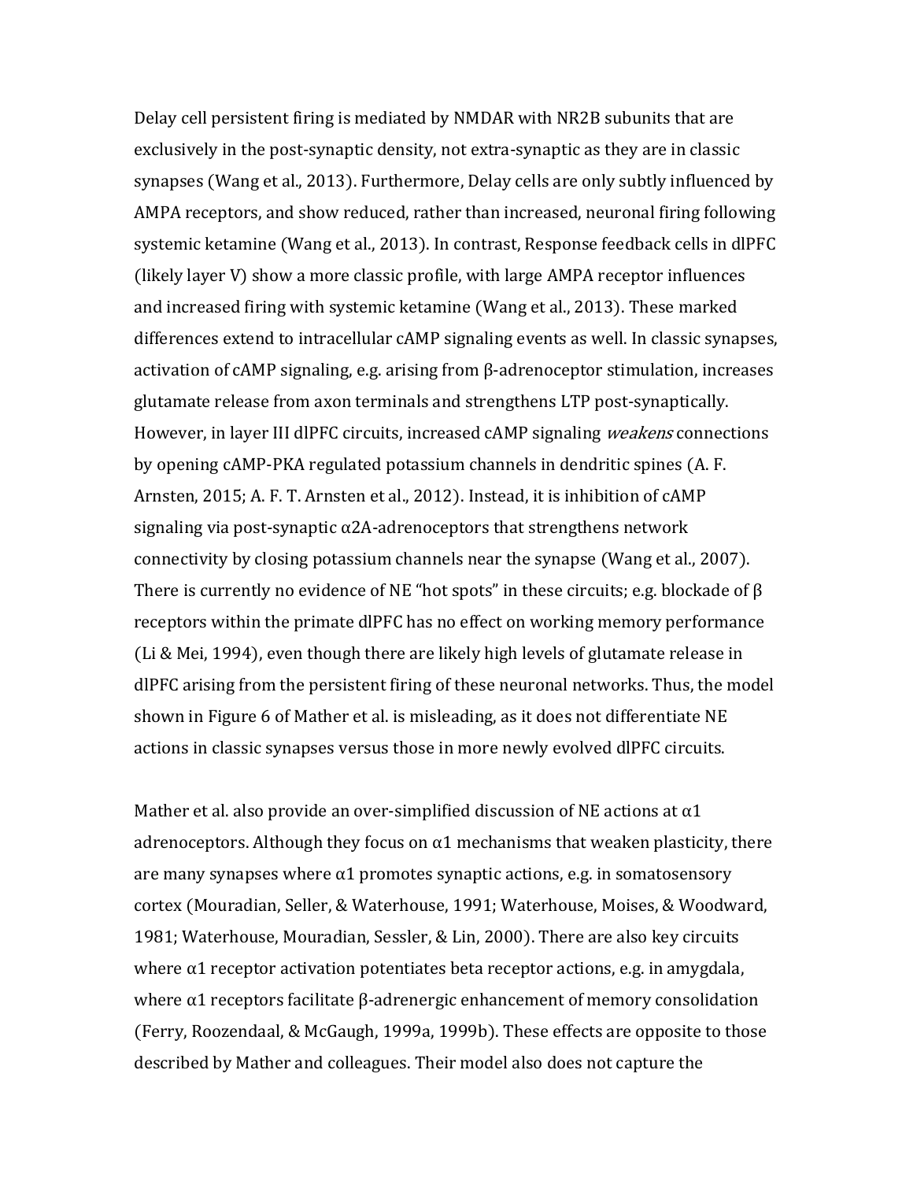Delay cell persistent firing is mediated by NMDAR with NR2B subunits that are exclusively in the post-synaptic density, not extra-synaptic as they are in classic synapses (Wang et al., 2013). Furthermore, Delay cells are only subtly influenced by AMPA receptors, and show reduced, rather than increased, neuronal firing following systemic ketamine (Wang et al., 2013). In contrast, Response feedback cells in dlPFC (likely layer V) show a more classic profile, with large AMPA receptor influences and increased firing with systemic ketamine (Wang et al., 2013). These marked differences extend to intracellular cAMP signaling events as well. In classic synapses, activation of cAMP signaling, e.g. arising from β-adrenoceptor stimulation, increases glutamate release from axon terminals and strengthens LTP post-synaptically. However, in layer III dlPFC circuits, increased cAMP signaling *weakens* connections by opening cAMP-PKA regulated potassium channels in dendritic spines (A. F. Arnsten, 2015; A. F. T. Arnsten et al., 2012). Instead, it is inhibition of cAMP signaling via post-synaptic α2A-adrenoceptors that strengthens network connectivity by closing potassium channels near the synapse (Wang et al., 2007). There is currently no evidence of NE "hot spots" in these circuits; e.g. blockade of β receptors within the primate dlPFC has no effect on working memory performance (Li & Mei, 1994), even though there are likely high levels of glutamate release in dlPFC arising from the persistent firing of these neuronal networks. Thus, the model shown in Figure 6 of Mather et al. is misleading, as it does not differentiate NE actions in classic synapses versus those in more newly evolved dlPFC circuits.

Mather et al. also provide an over-simplified discussion of NE actions at α1 adrenoceptors. Although they focus on α1 mechanisms that weaken plasticity, there are many synapses where α1 promotes synaptic actions, e.g. in somatosensory cortex (Mouradian, Seller, & Waterhouse, 1991; Waterhouse, Moises, & Woodward, 1981; Waterhouse, Mouradian, Sessler, & Lin, 2000). There are also key circuits where α1 receptor activation potentiates beta receptor actions, e.g. in amygdala, where α1 receptors facilitate β-adrenergic enhancement of memory consolidation (Ferry, Roozendaal, & McGaugh, 1999a, 1999b). These effects are opposite to those described by Mather and colleagues. Their model also does not capture the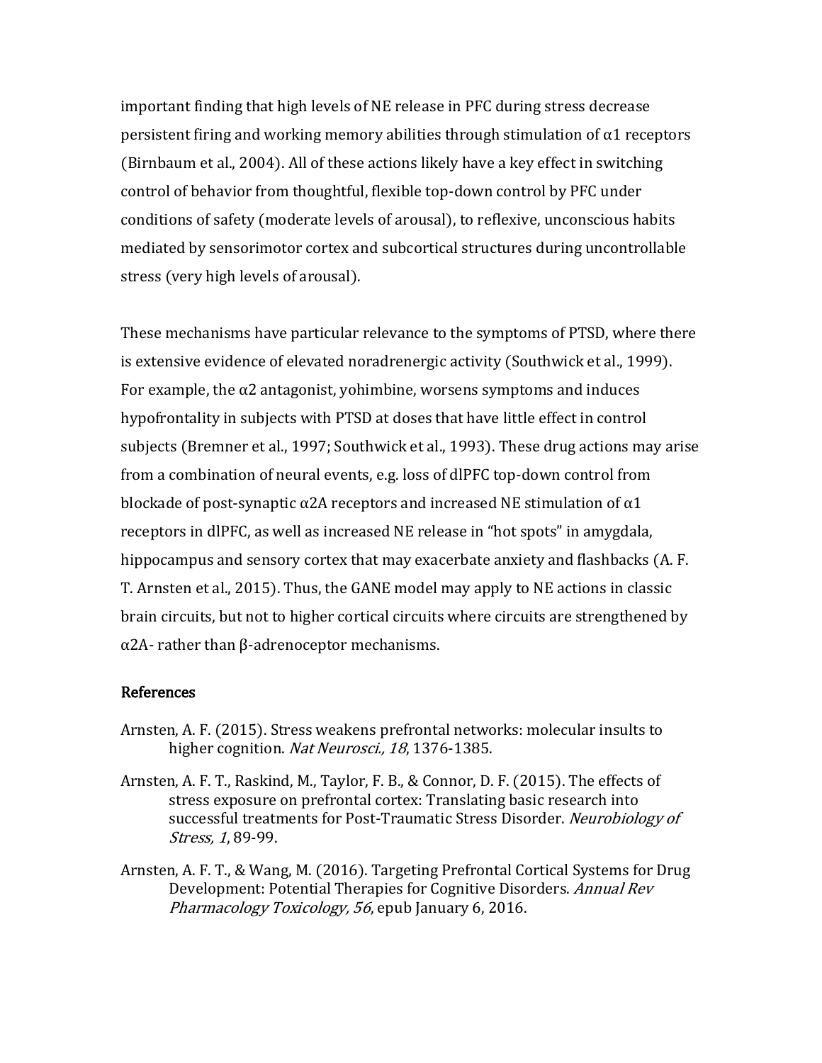important finding that high levels of NE release in PFC during stress decrease persistent firing and working memory abilities through stimulation of α1 receptors (Birnbaum et al., 2004). All of these actions likely have a key effect in switching control of behavior from thoughtful, flexible top-down control by PFC under conditions of safety (moderate levels of arousal), to reflexive, unconscious habits mediated by sensorimotor cortex and subcortical structures during uncontrollable stress (very high levels of arousal).

These mechanisms have particular relevance to the symptoms of PTSD, where there is extensive evidence of elevated noradrenergic activity (Southwick et al., 1999). For example, the α2 antagonist, yohimbine, worsens symptoms and induces hypofrontality in subjects with PTSD at doses that have little effect in control subjects (Bremner et al., 1997; Southwick et al., 1993). These drug actions may arise from a combination of neural events, e.g. loss of dlPFC top-down control from blockade of post-synaptic α2A receptors and increased NE stimulation of α1 receptors in dlPFC, as well as increased NE release in "hot spots" in amygdala, hippocampus and sensory cortex that may exacerbate anxiety and flashbacks (A. F. T. Arnsten et al., 2015). Thus, the GANE model may apply to NE actions in classic brain circuits, but not to higher cortical circuits where circuits are strengthened by α2A- rather than β-adrenoceptor mechanisms.

## References

Arnsten, A. F. (2015). Stress weakens prefrontal networks: molecular insults to higher cognition. *Nat Neurosci., 18*, 1376-1385.

Arnsten, A. F. T., Raskind, M., Taylor, F. B., & Connor, D. F. (2015). The effects of stress exposure on prefrontal cortex: Translating basic research into successful treatments for Post-Traumatic Stress Disorder. *Neurobiology of Stress, 1*, 89-99.

Arnsten, A. F. T., & Wang, M. (2016). Targeting Prefrontal Cortical Systems for Drug Development: Potential Therapies for Cognitive Disorders. *Annual Rev Pharmacology Toxicology, 56*, epub January 6, 2016.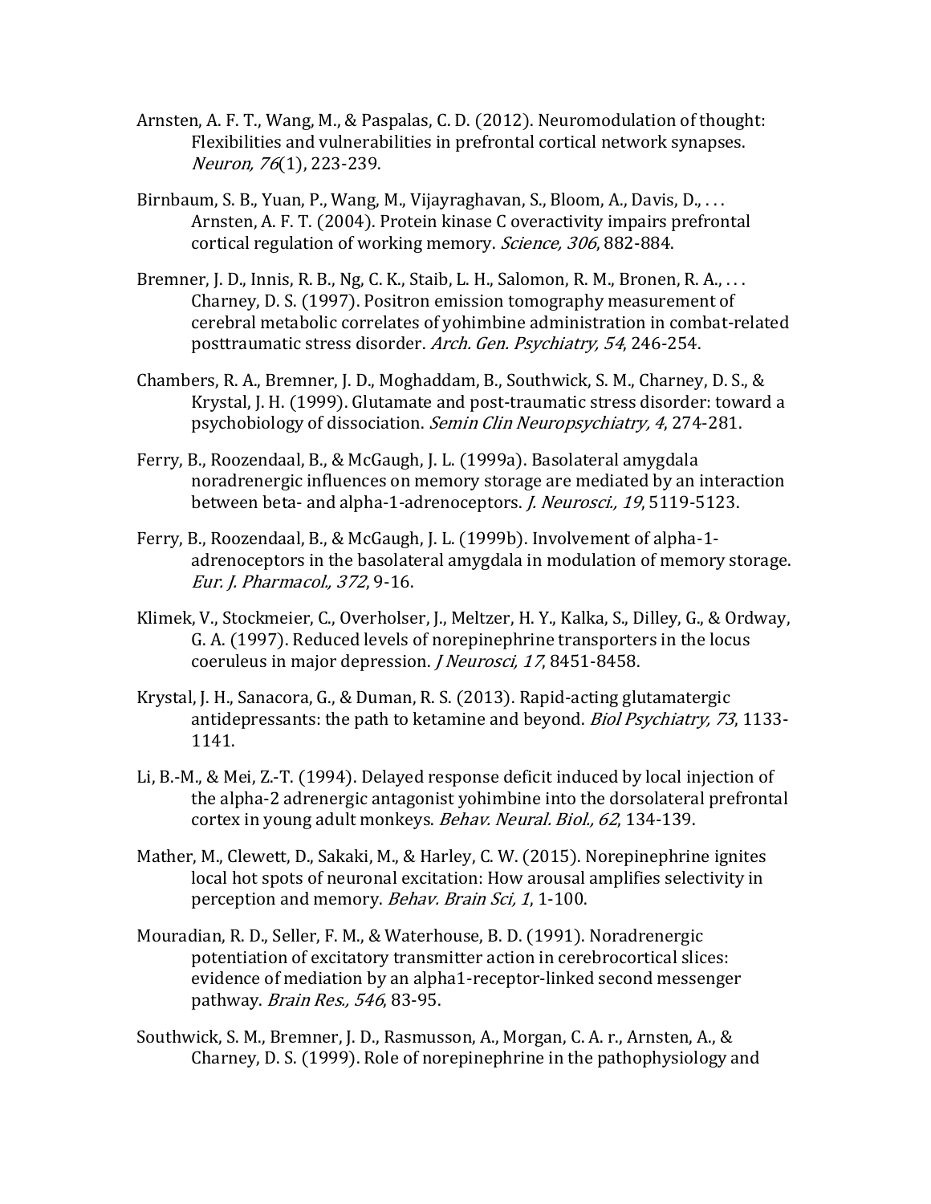Arnsten, A. F. T., Wang, M., & Paspalas, C. D. (2012). Neuromodulation of thought: Flexibilities and vulnerabilities in prefrontal cortical network synapses. *Neuron, 76*(1), 223-239.

Birnbaum, S. B., Yuan, P., Wang, M., Vijayraghavan, S., Bloom, A., Davis, D., . . . Arnsten, A. F. T. (2004). Protein kinase C overactivity impairs prefrontal cortical regulation of working memory. *Science, 306*, 882-884.

Bremner, J. D., Innis, R. B., Ng, C. K., Staib, L. H., Salomon, R. M., Bronen, R. A., . . . Charney, D. S. (1997). Positron emission tomography measurement of cerebral metabolic correlates of yohimbine administration in combat-related posttraumatic stress disorder. *Arch. Gen. Psychiatry, 54*, 246-254.

Chambers, R. A., Bremner, J. D., Moghaddam, B., Southwick, S. M., Charney, D. S., & Krystal, J. H. (1999). Glutamate and post-traumatic stress disorder: toward a psychobiology of dissociation. *Semin Clin Neuropsychiatry, 4*, 274-281.

Ferry, B., Roozendaal, B., & McGaugh, J. L. (1999a). Basolateral amygdala noradrenergic influences on memory storage are mediated by an interaction between beta- and alpha-1-adrenoceptors. *J. Neurosci., 19*, 5119-5123.

Ferry, B., Roozendaal, B., & McGaugh, J. L. (1999b). Involvement of alpha-1-adrenoceptors in the basolateral amygdala in modulation of memory storage. *Eur. J. Pharmacol., 372*, 9-16.

Klimek, V., Stockmeier, C., Overholser, J., Meltzer, H. Y., Kalka, S., Dilley, G., & Ordway, G. A. (1997). Reduced levels of norepinephrine transporters in the locus coeruleus in major depression. *J Neurosci, 17*, 8451-8458.

Krystal, J. H., Sanacora, G., & Duman, R. S. (2013). Rapid-acting glutamatergic antidepressants: the path to ketamine and beyond. *Biol Psychiatry, 73*, 1133-1141.

Li, B.-M., & Mei, Z.-T. (1994). Delayed response deficit induced by local injection of the alpha-2 adrenergic antagonist yohimbine into the dorsolateral prefrontal cortex in young adult monkeys. *Behav. Neural. Biol., 62*, 134-139.

Mather, M., Clewett, D., Sakaki, M., & Harley, C. W. (2015). Norepinephrine ignites local hot spots of neuronal excitation: How arousal amplifies selectivity in perception and memory. *Behav. Brain Sci, 1*, 1-100.

Mouradian, R. D., Seller, F. M., & Waterhouse, B. D. (1991). Noradrenergic potentiation of excitatory transmitter action in cerebrocortical slices: evidence of mediation by an alpha1-receptor-linked second messenger pathway. *Brain Res., 546*, 83-95.

Southwick, S. M., Bremner, J. D., Rasmusson, A., Morgan, C. A. r., Arnsten, A., & Charney, D. S. (1999). Role of norepinephrine in the pathophysiology and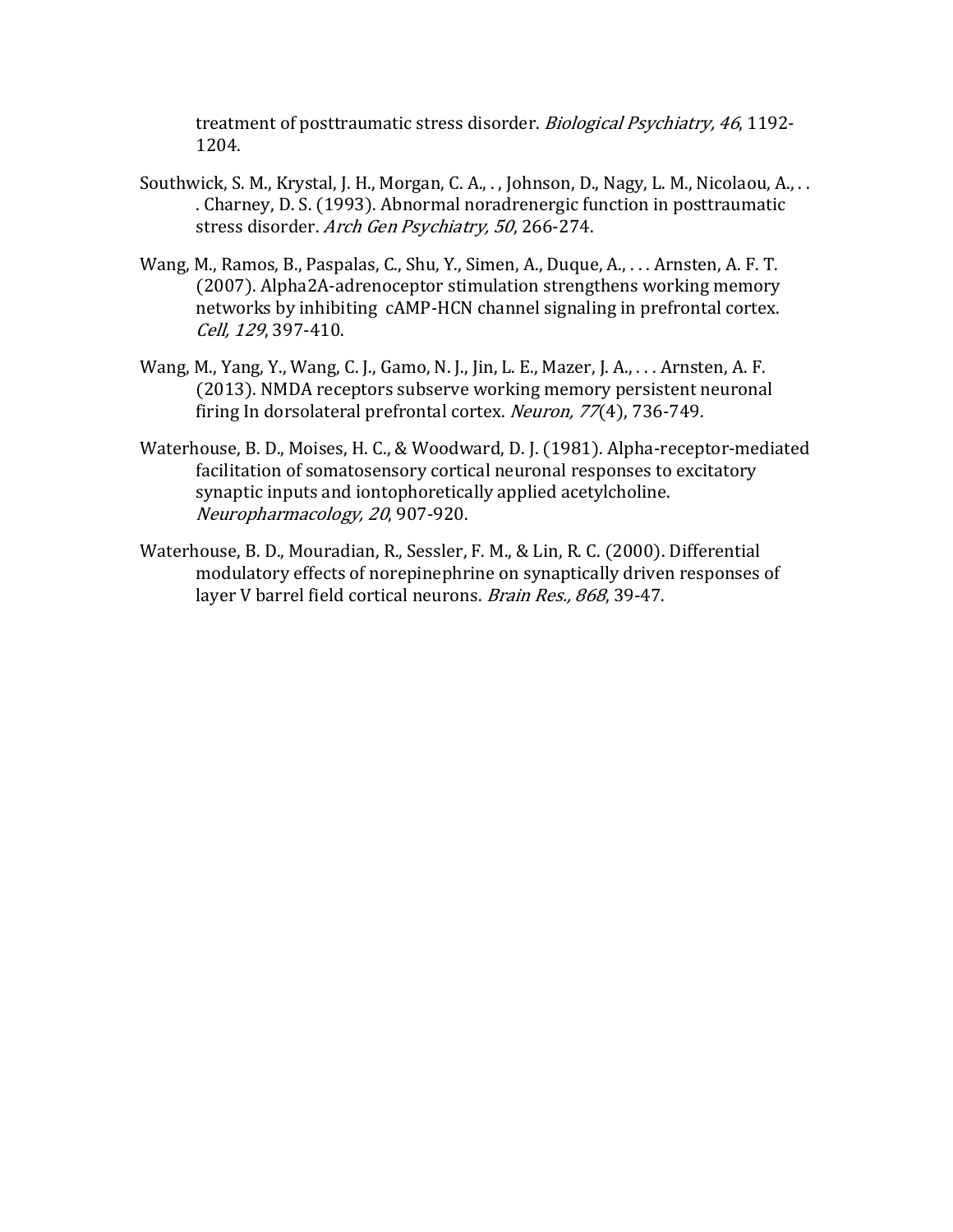treatment of posttraumatic stress disorder. *Biological Psychiatry, 46*, 1192-1204.

Southwick, S. M., Krystal, J. H., Morgan, C. A., . , Johnson, D., Nagy, L. M., Nicolaou, A., . . . Charney, D. S. (1993). Abnormal noradrenergic function in posttraumatic stress disorder. *Arch Gen Psychiatry, 50*, 266-274.

Wang, M., Ramos, B., Paspalas, C., Shu, Y., Simen, A., Duque, A., . . . Arnsten, A. F. T. (2007). Alpha2A-adrenoceptor stimulation strengthens working memory networks by inhibiting cAMP-HCN channel signaling in prefrontal cortex. *Cell, 129*, 397-410.

Wang, M., Yang, Y., Wang, C. J., Gamo, N. J., Jin, L. E., Mazer, J. A., . . . Arnsten, A. F. (2013). NMDA receptors subserve working memory persistent neuronal firing In dorsolateral prefrontal cortex. *Neuron, 77*(4), 736-749.

Waterhouse, B. D., Moises, H. C., & Woodward, D. J. (1981). Alpha-receptor-mediated facilitation of somatosensory cortical neuronal responses to excitatory synaptic inputs and iontophoretically applied acetylcholine. *Neuropharmacology, 20*, 907-920.

Waterhouse, B. D., Mouradian, R., Sessler, F. M., & Lin, R. C. (2000). Differential modulatory effects of norepinephrine on synaptically driven responses of layer V barrel field cortical neurons. *Brain Res., 868*, 39-47.